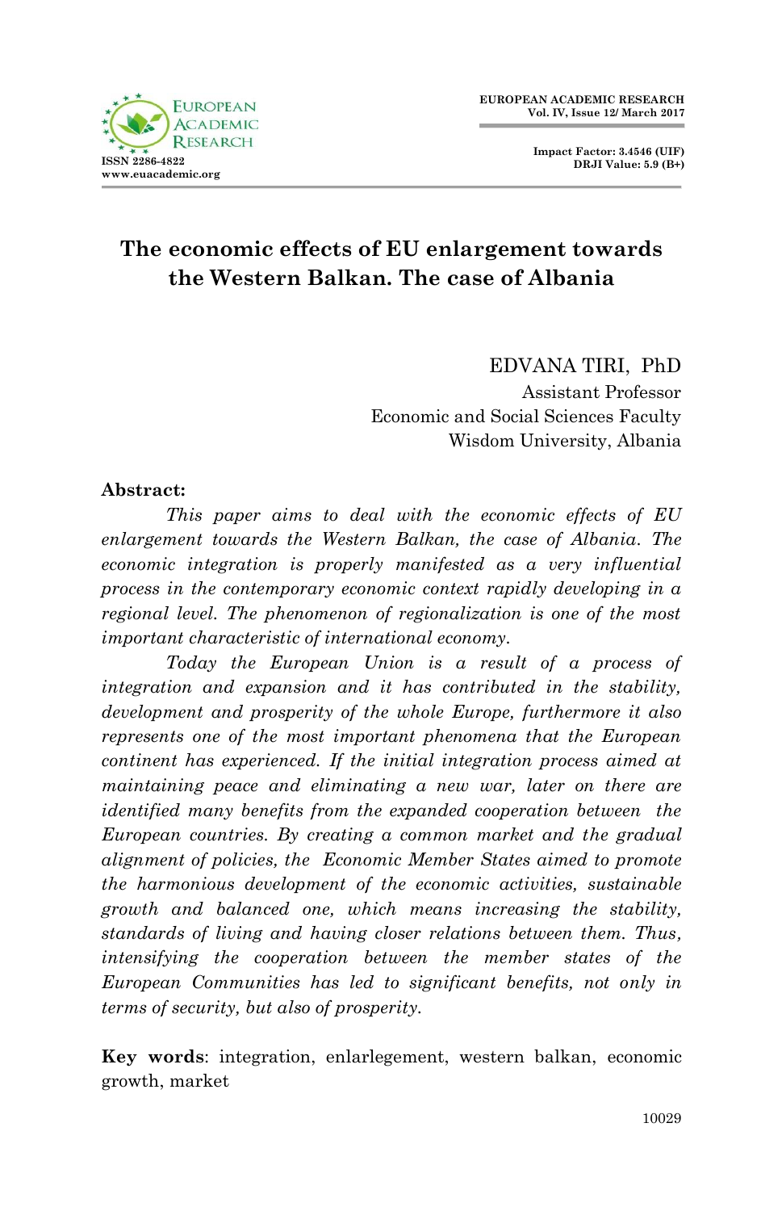# The economic effects of EU enlargement towards the Western Balkan. The case of Albania

EDVANA TIRI, PhD
Assistant Professor
Economic and Social Sciences Faculty
Wisdom University, Albania

**Abstract:**

*This paper aims to deal with the economic effects of EU enlargement towards the Western Balkan, the case of Albania. The economic integration is properly manifested as a very influential process in the contemporary economic context rapidly developing in a regional level. The phenomenon of regionalization is one of the most important characteristic of international economy.*

*Today the European Union is a result of a process of integration and expansion and it has contributed in the stability, development and prosperity of the whole Europe, furthermore it also represents one of the most important phenomena that the European continent has experienced. If the initial integration process aimed at maintaining peace and eliminating a new war, later on there are identified many benefits from the expanded cooperation between the European countries. By creating a common market and the gradual alignment of policies, the Economic Member States aimed to promote the harmonious development of the economic activities, sustainable growth and balanced one, which means increasing the stability, standards of living and having closer relations between them. Thus, intensifying the cooperation between the member states of the European Communities has led to significant benefits, not only in terms of security, but also of prosperity.*

**Key words**: integration, enlarlegement, western balkan, economic growth, market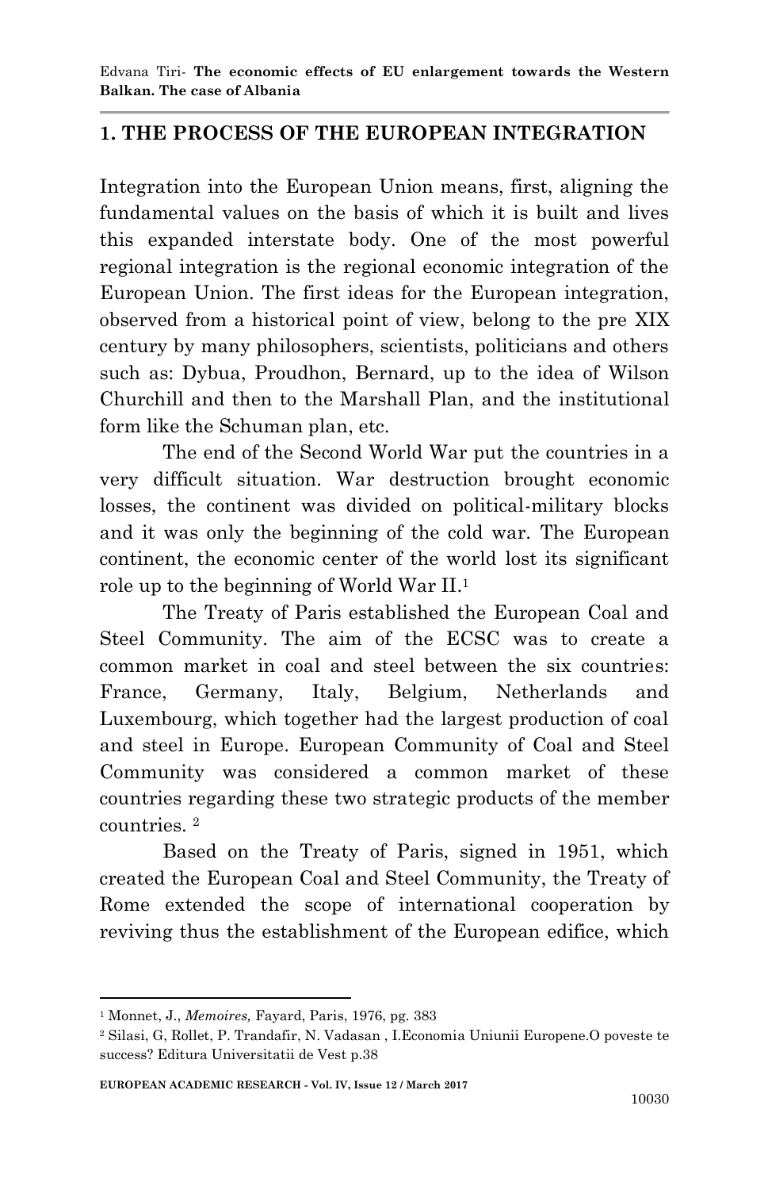## 1. THE PROCESS OF THE EUROPEAN INTEGRATION

Integration into the European Union means, first, aligning the fundamental values on the basis of which it is built and lives this expanded interstate body. One of the most powerful regional integration is the regional economic integration of the European Union. The first ideas for the European integration, observed from a historical point of view, belong to the pre XIX century by many philosophers, scientists, politicians and others such as: Dybua, Proudhon, Bernard, up to the idea of Wilson Churchill and then to the Marshall Plan, and the institutional form like the Schuman plan, etc.

The end of the Second World War put the countries in a very difficult situation. War destruction brought economic losses, the continent was divided on political-military blocks and it was only the beginning of the cold war. The European continent, the economic center of the world lost its significant role up to the beginning of World War II.[1]

The Treaty of Paris established the European Coal and Steel Community. The aim of the ECSC was to create a common market in coal and steel between the six countries: France, Germany, Italy, Belgium, Netherlands and Luxembourg, which together had the largest production of coal and steel in Europe. European Community of Coal and Steel Community was considered a common market of these countries regarding these two strategic products of the member countries. [2]

Based on the Treaty of Paris, signed in 1951, which created the European Coal and Steel Community, the Treaty of Rome extended the scope of international cooperation by reviving thus the establishment of the European edifice, which

---

[1] Monnet, J., *Memoires,* Fayard, Paris, 1976, pg. 383

[2] Silasi, G, Rollet, P. Trandafir, N. Vadasan , I.Economia Uniunii Europene.O poveste te success? Editura Universitatii de Vest p.38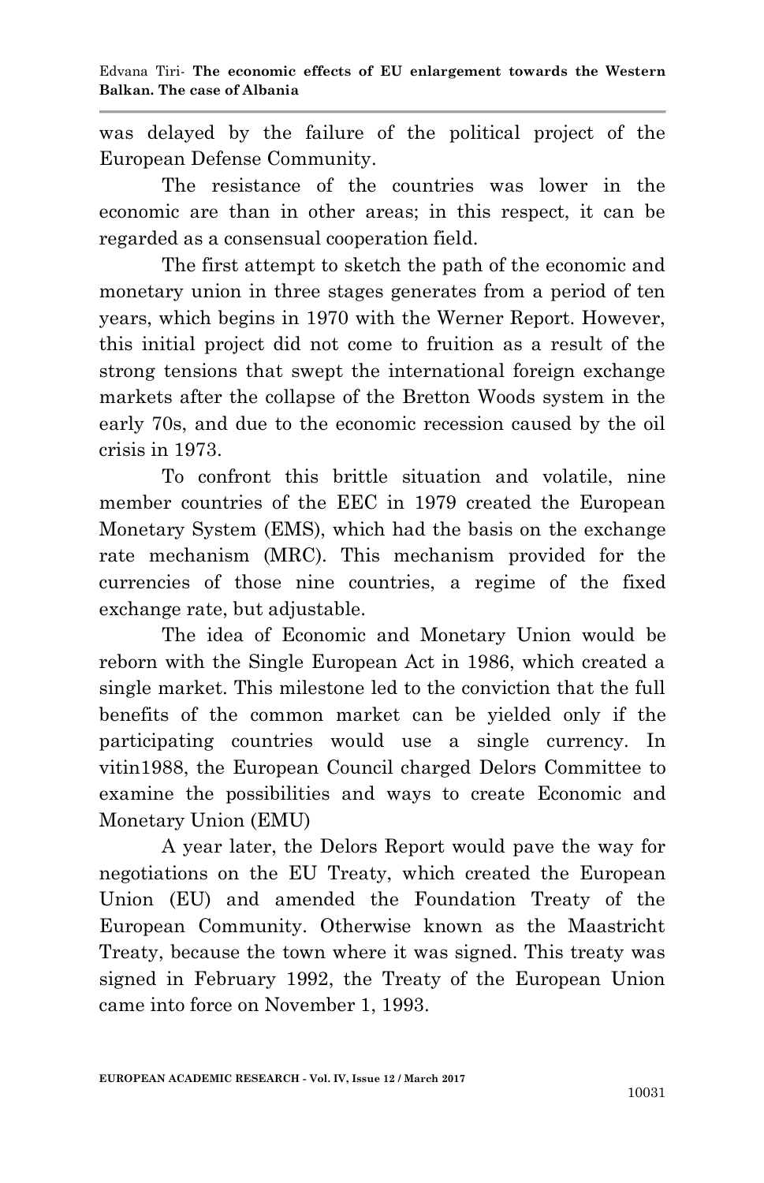was delayed by the failure of the political project of the European Defense Community.

The resistance of the countries was lower in the economic are than in other areas; in this respect, it can be regarded as a consensual cooperation field.

The first attempt to sketch the path of the economic and monetary union in three stages generates from a period of ten years, which begins in 1970 with the Werner Report. However, this initial project did not come to fruition as a result of the strong tensions that swept the international foreign exchange markets after the collapse of the Bretton Woods system in the early 70s, and due to the economic recession caused by the oil crisis in 1973.

To confront this brittle situation and volatile, nine member countries of the EEC in 1979 created the European Monetary System (EMS), which had the basis on the exchange rate mechanism (MRC). This mechanism provided for the currencies of those nine countries, a regime of the fixed exchange rate, but adjustable.

The idea of Economic and Monetary Union would be reborn with the Single European Act in 1986, which created a single market. This milestone led to the conviction that the full benefits of the common market can be yielded only if the participating countries would use a single currency. In vitin1988, the European Council charged Delors Committee to examine the possibilities and ways to create Economic and Monetary Union (EMU)

A year later, the Delors Report would pave the way for negotiations on the EU Treaty, which created the European Union (EU) and amended the Foundation Treaty of the European Community. Otherwise known as the Maastricht Treaty, because the town where it was signed. This treaty was signed in February 1992, the Treaty of the European Union came into force on November 1, 1993.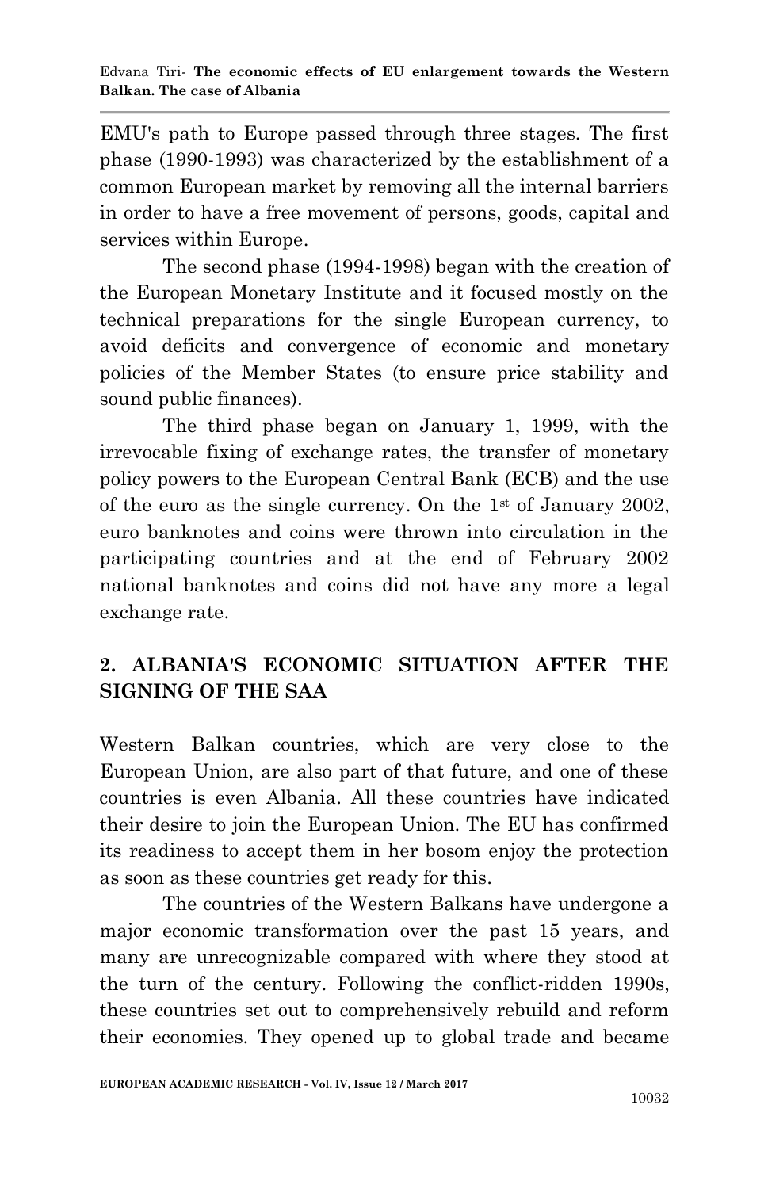EMU's path to Europe passed through three stages. The first phase (1990-1993) was characterized by the establishment of a common European market by removing all the internal barriers in order to have a free movement of persons, goods, capital and services within Europe.

The second phase (1994-1998) began with the creation of the European Monetary Institute and it focused mostly on the technical preparations for the single European currency, to avoid deficits and convergence of economic and monetary policies of the Member States (to ensure price stability and sound public finances).

The third phase began on January 1, 1999, with the irrevocable fixing of exchange rates, the transfer of monetary policy powers to the European Central Bank (ECB) and the use of the euro as the single currency. On the 1st of January 2002, euro banknotes and coins were thrown into circulation in the participating countries and at the end of February 2002 national banknotes and coins did not have any more a legal exchange rate.

## 2. ALBANIA'S ECONOMIC SITUATION AFTER THE SIGNING OF THE SAA

Western Balkan countries, which are very close to the European Union, are also part of that future, and one of these countries is even Albania. All these countries have indicated their desire to join the European Union. The EU has confirmed its readiness to accept them in her bosom enjoy the protection as soon as these countries get ready for this.

The countries of the Western Balkans have undergone a major economic transformation over the past 15 years, and many are unrecognizable compared with where they stood at the turn of the century. Following the conflict-ridden 1990s, these countries set out to comprehensively rebuild and reform their economies. They opened up to global trade and became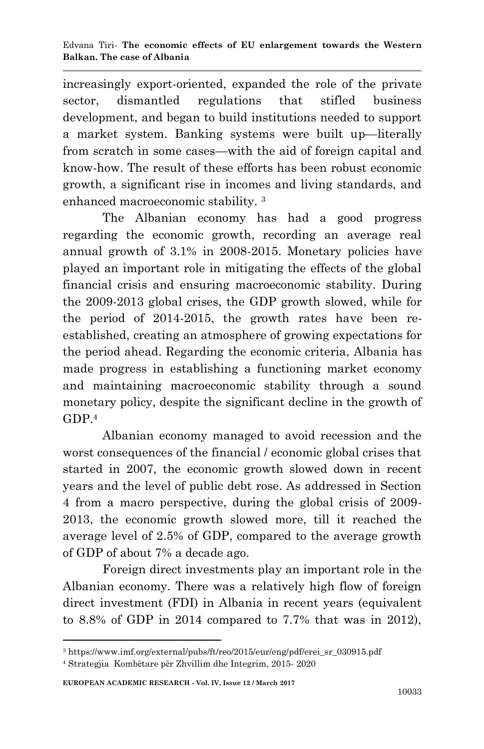increasingly export-oriented, expanded the role of the private sector, dismantled regulations that stifled business development, and began to build institutions needed to support a market system. Banking systems were built up—literally from scratch in some cases—with the aid of foreign capital and know-how. The result of these efforts has been robust economic growth, a significant rise in incomes and living standards, and enhanced macroeconomic stability. [3]

The Albanian economy has had a good progress regarding the economic growth, recording an average real annual growth of 3.1% in 2008-2015. Monetary policies have played an important role in mitigating the effects of the global financial crisis and ensuring macroeconomic stability. During the 2009-2013 global crises, the GDP growth slowed, while for the period of 2014-2015, the growth rates have been re-established, creating an atmosphere of growing expectations for the period ahead. Regarding the economic criteria, Albania has made progress in establishing a functioning market economy and maintaining macroeconomic stability through a sound monetary policy, despite the significant decline in the growth of GDP.[4]

Albanian economy managed to avoid recession and the worst consequences of the financial / economic global crises that started in 2007, the economic growth slowed down in recent years and the level of public debt rose. As addressed in Section 4 from a macro perspective, during the global crisis of 2009-2013, the economic growth slowed more, till it reached the average level of 2.5% of GDP, compared to the average growth of GDP of about 7% a decade ago.

Foreign direct investments play an important role in the Albanian economy. There was a relatively high flow of foreign direct investment (FDI) in Albania in recent years (equivalent to 8.8% of GDP in 2014 compared to 7.7% that was in 2012),

---

[3] https://www.imf.org/external/pubs/ft/reo/2015/eur/eng/pdf/erei_sr_030915.pdf

[4] Strategjia Kombëtare për Zhvillim dhe Integrim, 2015- 2020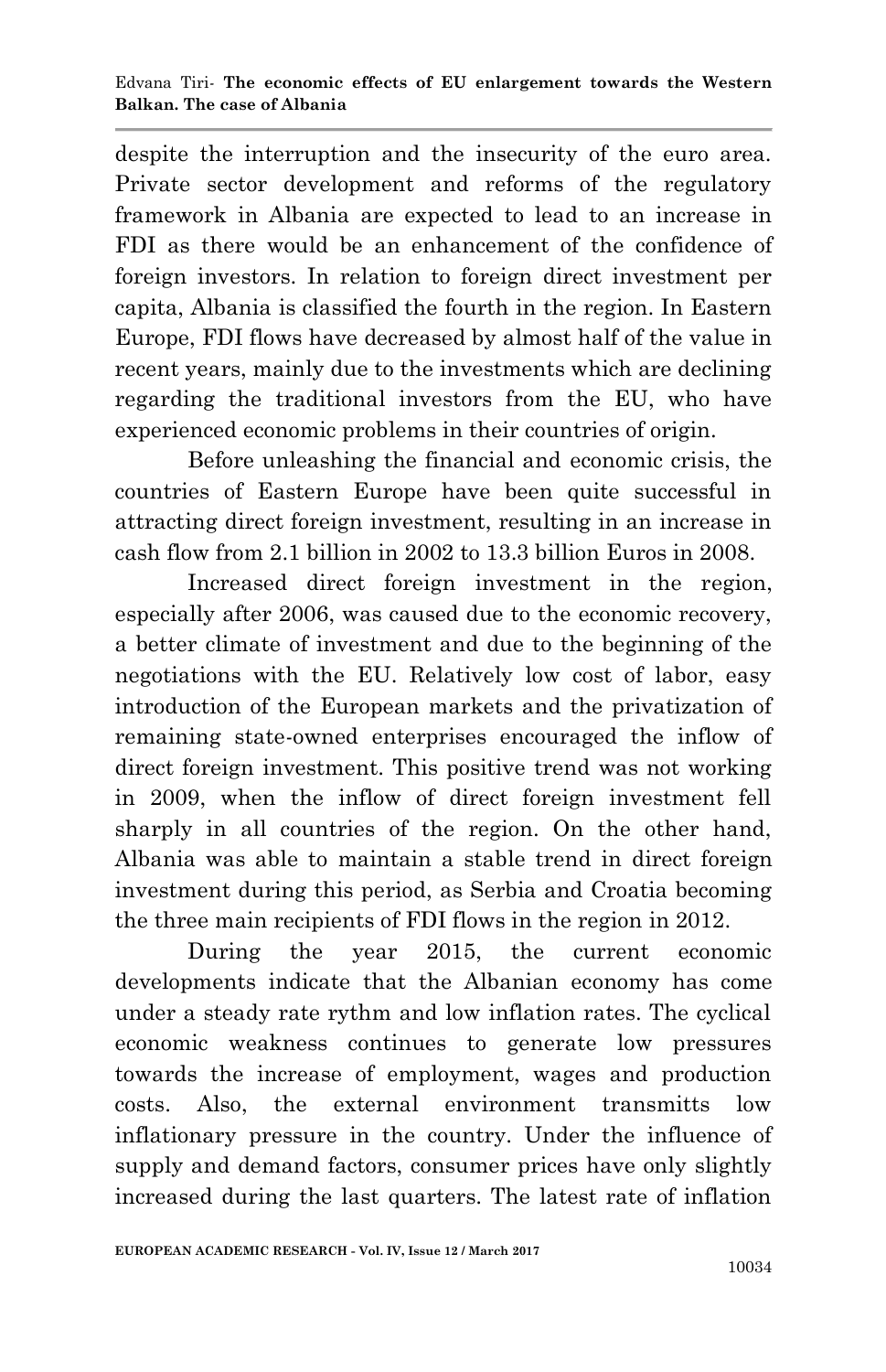despite the interruption and the insecurity of the euro area. Private sector development and reforms of the regulatory framework in Albania are expected to lead to an increase in FDI as there would be an enhancement of the confidence of foreign investors. In relation to foreign direct investment per capita, Albania is classified the fourth in the region. In Eastern Europe, FDI flows have decreased by almost half of the value in recent years, mainly due to the investments which are declining regarding the traditional investors from the EU, who have experienced economic problems in their countries of origin.

Before unleashing the financial and economic crisis, the countries of Eastern Europe have been quite successful in attracting direct foreign investment, resulting in an increase in cash flow from 2.1 billion in 2002 to 13.3 billion Euros in 2008.

Increased direct foreign investment in the region, especially after 2006, was caused due to the economic recovery, a better climate of investment and due to the beginning of the negotiations with the EU. Relatively low cost of labor, easy introduction of the European markets and the privatization of remaining state-owned enterprises encouraged the inflow of direct foreign investment. This positive trend was not working in 2009, when the inflow of direct foreign investment fell sharply in all countries of the region. On the other hand, Albania was able to maintain a stable trend in direct foreign investment during this period, as Serbia and Croatia becoming the three main recipients of FDI flows in the region in 2012.

During the year 2015, the current economic developments indicate that the Albanian economy has come under a steady rate rythm and low inflation rates. The cyclical economic weakness continues to generate low pressures towards the increase of employment, wages and production costs. Also, the external environment transmitts low inflationary pressure in the country. Under the influence of supply and demand factors, consumer prices have only slightly increased during the last quarters. The latest rate of inflation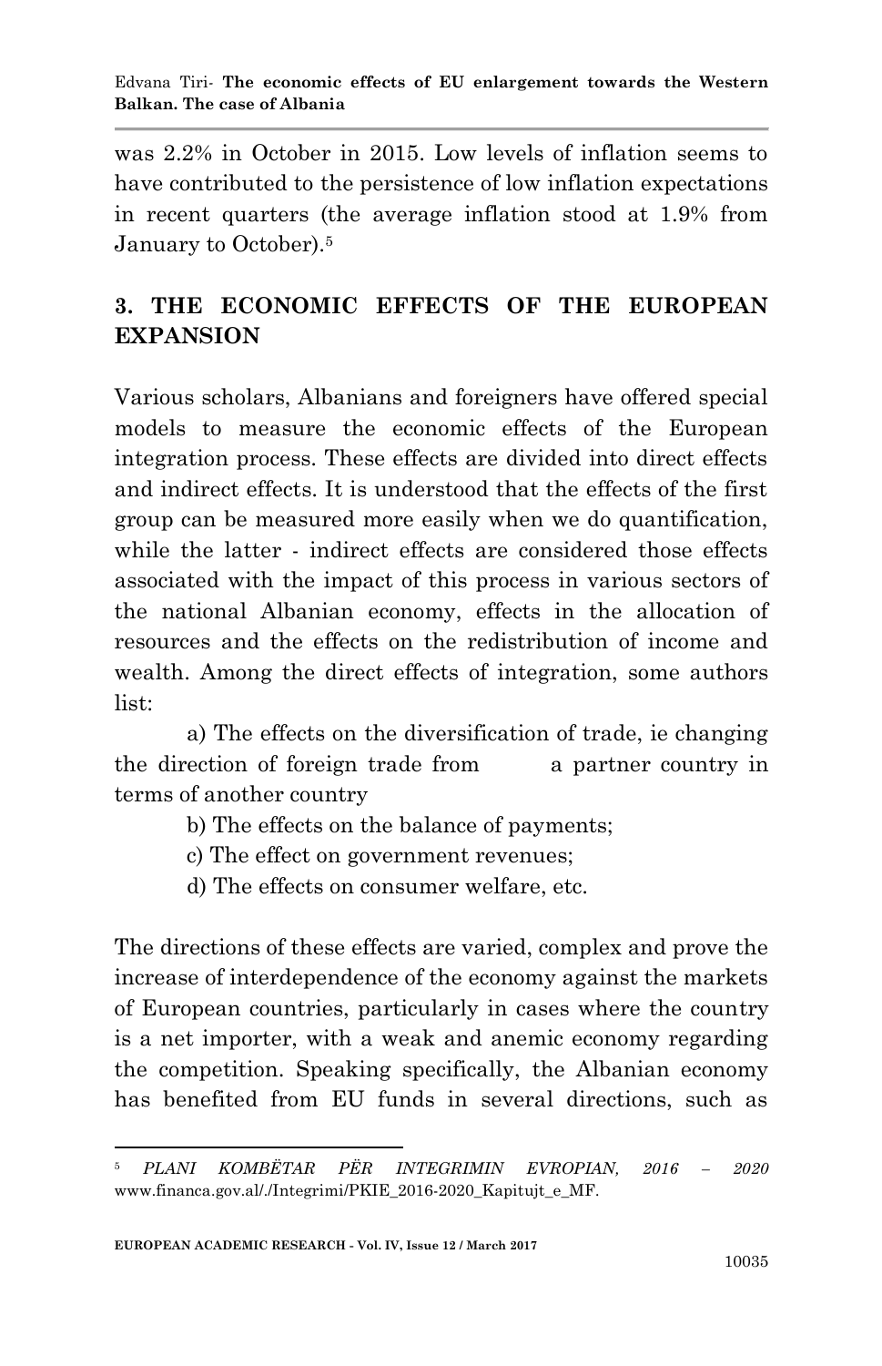was 2.2% in October in 2015. Low levels of inflation seems to have contributed to the persistence of low inflation expectations in recent quarters (the average inflation stood at 1.9% from January to October).[5]

## 3. THE ECONOMIC EFFECTS OF THE EUROPEAN EXPANSION

Various scholars, Albanians and foreigners have offered special models to measure the economic effects of the European integration process. These effects are divided into direct effects and indirect effects. It is understood that the effects of the first group can be measured more easily when we do quantification, while the latter - indirect effects are considered those effects associated with the impact of this process in various sectors of the national Albanian economy, effects in the allocation of resources and the effects on the redistribution of income and wealth. Among the direct effects of integration, some authors list:

a) The effects on the diversification of trade, ie changing the direction of foreign trade from a partner country in terms of another country

b) The effects on the balance of payments;

c) The effect on government revenues;

d) The effects on consumer welfare, etc.

The directions of these effects are varied, complex and prove the increase of interdependence of the economy against the markets of European countries, particularly in cases where the country is a net importer, with a weak and anemic economy regarding the competition. Speaking specifically, the Albanian economy has benefited from EU funds in several directions, such as

---

[5] *PLANI KOMBËTAR PËR INTEGRIMIN EVROPIAN, 2016 – 2020* www.financa.gov.al/./Integrimi/PKIE_2016-2020_Kapitujt_e_MF.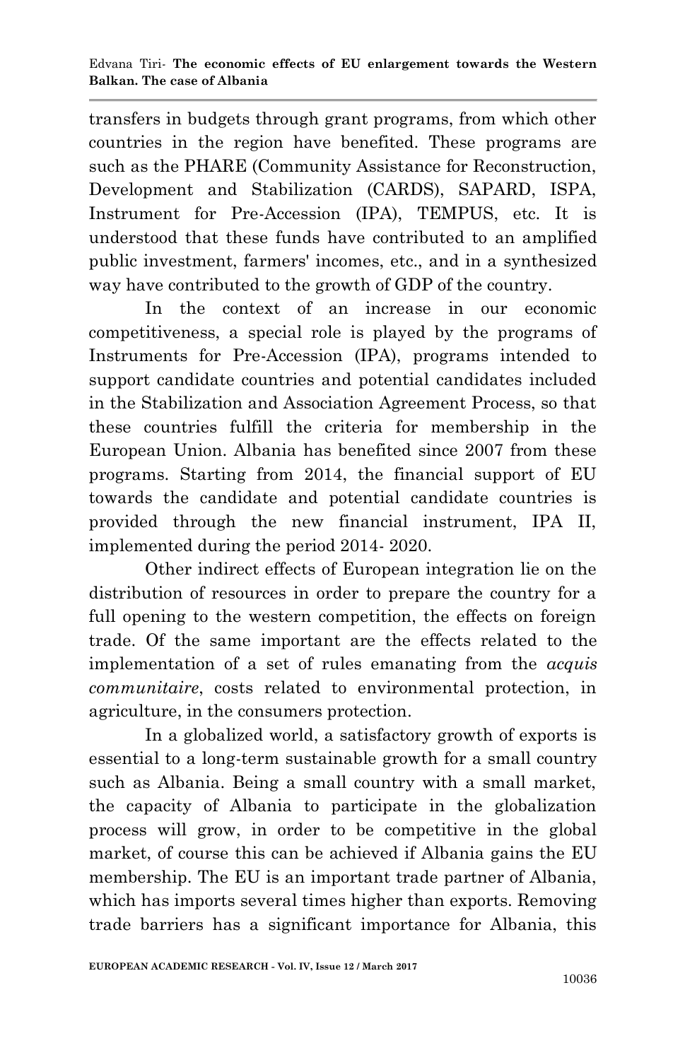transfers in budgets through grant programs, from which other countries in the region have benefited. These programs are such as the PHARE (Community Assistance for Reconstruction, Development and Stabilization (CARDS), SAPARD, ISPA, Instrument for Pre-Accession (IPA), TEMPUS, etc. It is understood that these funds have contributed to an amplified public investment, farmers' incomes, etc., and in a synthesized way have contributed to the growth of GDP of the country.

In the context of an increase in our economic competitiveness, a special role is played by the programs of Instruments for Pre-Accession (IPA), programs intended to support candidate countries and potential candidates included in the Stabilization and Association Agreement Process, so that these countries fulfill the criteria for membership in the European Union. Albania has benefited since 2007 from these programs. Starting from 2014, the financial support of EU towards the candidate and potential candidate countries is provided through the new financial instrument, IPA II, implemented during the period 2014- 2020.

Other indirect effects of European integration lie on the distribution of resources in order to prepare the country for a full opening to the western competition, the effects on foreign trade. Of the same important are the effects related to the implementation of a set of rules emanating from the *acquis communitaire*, costs related to environmental protection, in agriculture, in the consumers protection.

In a globalized world, a satisfactory growth of exports is essential to a long-term sustainable growth for a small country such as Albania. Being a small country with a small market, the capacity of Albania to participate in the globalization process will grow, in order to be competitive in the global market, of course this can be achieved if Albania gains the EU membership. The EU is an important trade partner of Albania, which has imports several times higher than exports. Removing trade barriers has a significant importance for Albania, this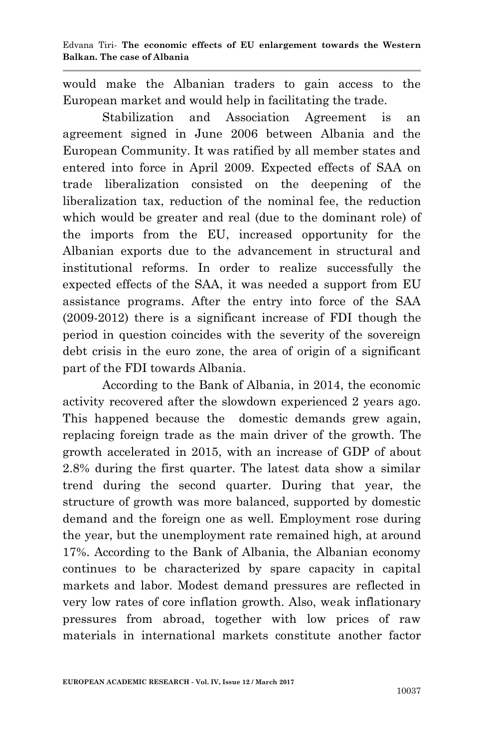would make the Albanian traders to gain access to the European market and would help in facilitating the trade.

Stabilization and Association Agreement is an agreement signed in June 2006 between Albania and the European Community. It was ratified by all member states and entered into force in April 2009. Expected effects of SAA on trade liberalization consisted on the deepening of the liberalization tax, reduction of the nominal fee, the reduction which would be greater and real (due to the dominant role) of the imports from the EU, increased opportunity for the Albanian exports due to the advancement in structural and institutional reforms. In order to realize successfully the expected effects of the SAA, it was needed a support from EU assistance programs. After the entry into force of the SAA (2009-2012) there is a significant increase of FDI though the period in question coincides with the severity of the sovereign debt crisis in the euro zone, the area of origin of a significant part of the FDI towards Albania.

According to the Bank of Albania, in 2014, the economic activity recovered after the slowdown experienced 2 years ago. This happened because the domestic demands grew again, replacing foreign trade as the main driver of the growth. The growth accelerated in 2015, with an increase of GDP of about 2.8% during the first quarter. The latest data show a similar trend during the second quarter. During that year, the structure of growth was more balanced, supported by domestic demand and the foreign one as well. Employment rose during the year, but the unemployment rate remained high, at around 17%. According to the Bank of Albania, the Albanian economy continues to be characterized by spare capacity in capital markets and labor. Modest demand pressures are reflected in very low rates of core inflation growth. Also, weak inflationary pressures from abroad, together with low prices of raw materials in international markets constitute another factor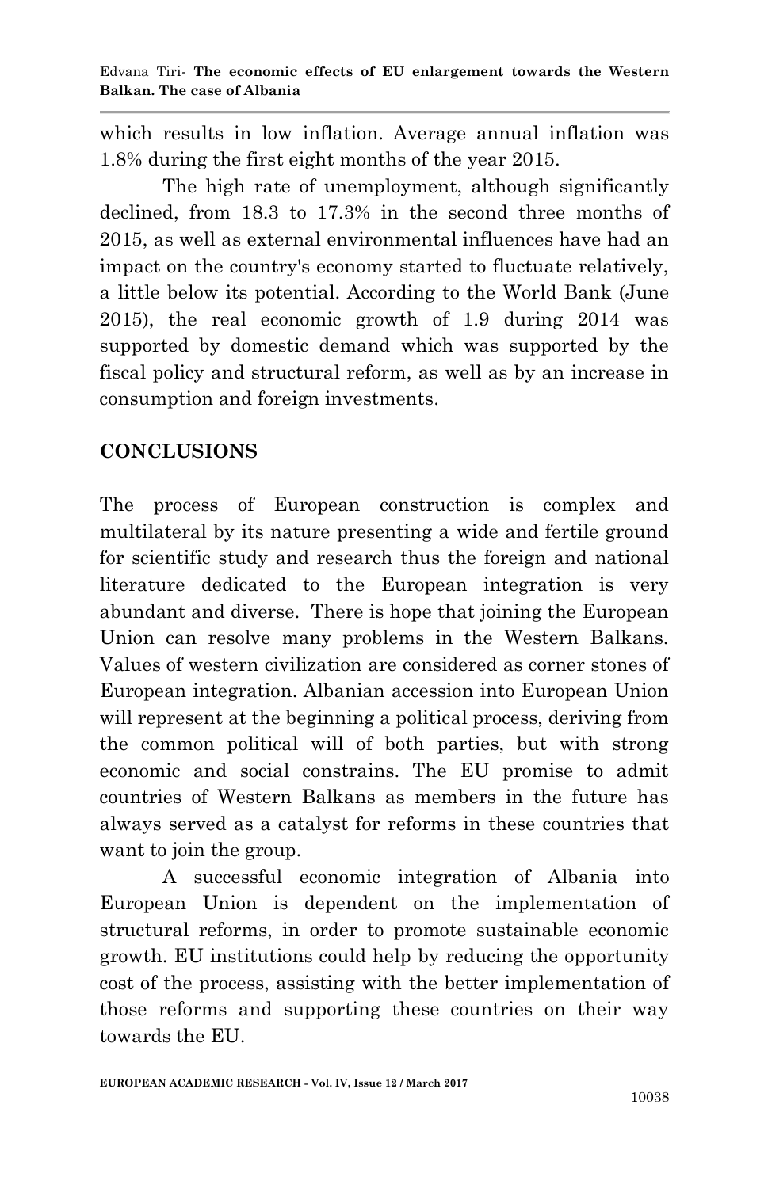which results in low inflation. Average annual inflation was 1.8% during the first eight months of the year 2015.

The high rate of unemployment, although significantly declined, from 18.3 to 17.3% in the second three months of 2015, as well as external environmental influences have had an impact on the country's economy started to fluctuate relatively, a little below its potential. According to the World Bank (June 2015), the real economic growth of 1.9 during 2014 was supported by domestic demand which was supported by the fiscal policy and structural reform, as well as by an increase in consumption and foreign investments.

## CONCLUSIONS

The process of European construction is complex and multilateral by its nature presenting a wide and fertile ground for scientific study and research thus the foreign and national literature dedicated to the European integration is very abundant and diverse. There is hope that joining the European Union can resolve many problems in the Western Balkans. Values of western civilization are considered as corner stones of European integration. Albanian accession into European Union will represent at the beginning a political process, deriving from the common political will of both parties, but with strong economic and social constrains. The EU promise to admit countries of Western Balkans as members in the future has always served as a catalyst for reforms in these countries that want to join the group.

A successful economic integration of Albania into European Union is dependent on the implementation of structural reforms, in order to promote sustainable economic growth. EU institutions could help by reducing the opportunity cost of the process, assisting with the better implementation of those reforms and supporting these countries on their way towards the EU.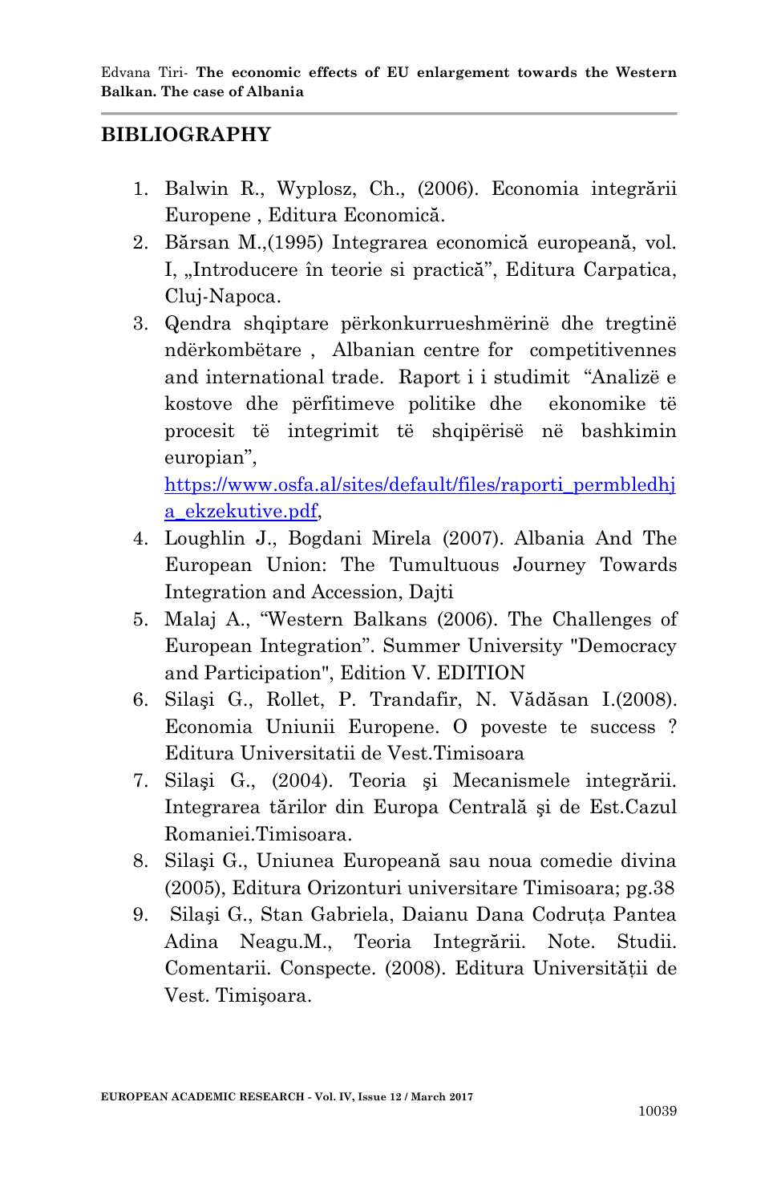## BIBLIOGRAPHY

1. Balwin R., Wyplosz, Ch., (2006). Economia integrării Europene , Editura Economică.
2. Bărsan M.,(1995) Integrarea economică europeană, vol. I, „Introducere în teorie si practică", Editura Carpatica, Cluj-Napoca.
3. Qendra shqiptare përkonkurrueshmërinë dhe tregtinë ndërkombëtare , Albanian centre for competitivennes and international trade. Raport i i studimit "Analizë e kostove dhe përfitimeve politike dhe ekonomike të procesit të integrimit të shqipërisë në bashkimin europian", https://www.osfa.al/sites/default/files/raporti_permbledhja_ekzekutive.pdf,
4. Loughlin J., Bogdani Mirela (2007). Albania And The European Union: The Tumultuous Journey Towards Integration and Accession, Dajti
5. Malaj A., "Western Balkans (2006). The Challenges of European Integration". Summer University "Democracy and Participation", Edition V. EDITION
6. Silaşi G., Rollet, P. Trandafir, N. Vădăsan I.(2008). Economia Uniunii Europene. O poveste te success ? Editura Universitatii de Vest.Timisoara
7. Silaşi G., (2004). Teoria şi Mecanismele integrării. Integrarea tărilor din Europa Centrală şi de Est.Cazul Romaniei.Timisoara.
8. Silaşi G., Uniunea Europeană sau noua comedie divina (2005), Editura Orizonturi universitare Timisoara; pg.38
9. Silaşi G., Stan Gabriela, Daianu Dana Codruța Pantea Adina Neagu.M., Teoria Integrării. Note. Studii. Comentarii. Conspecte. (2008). Editura Universității de Vest. Timişoara.